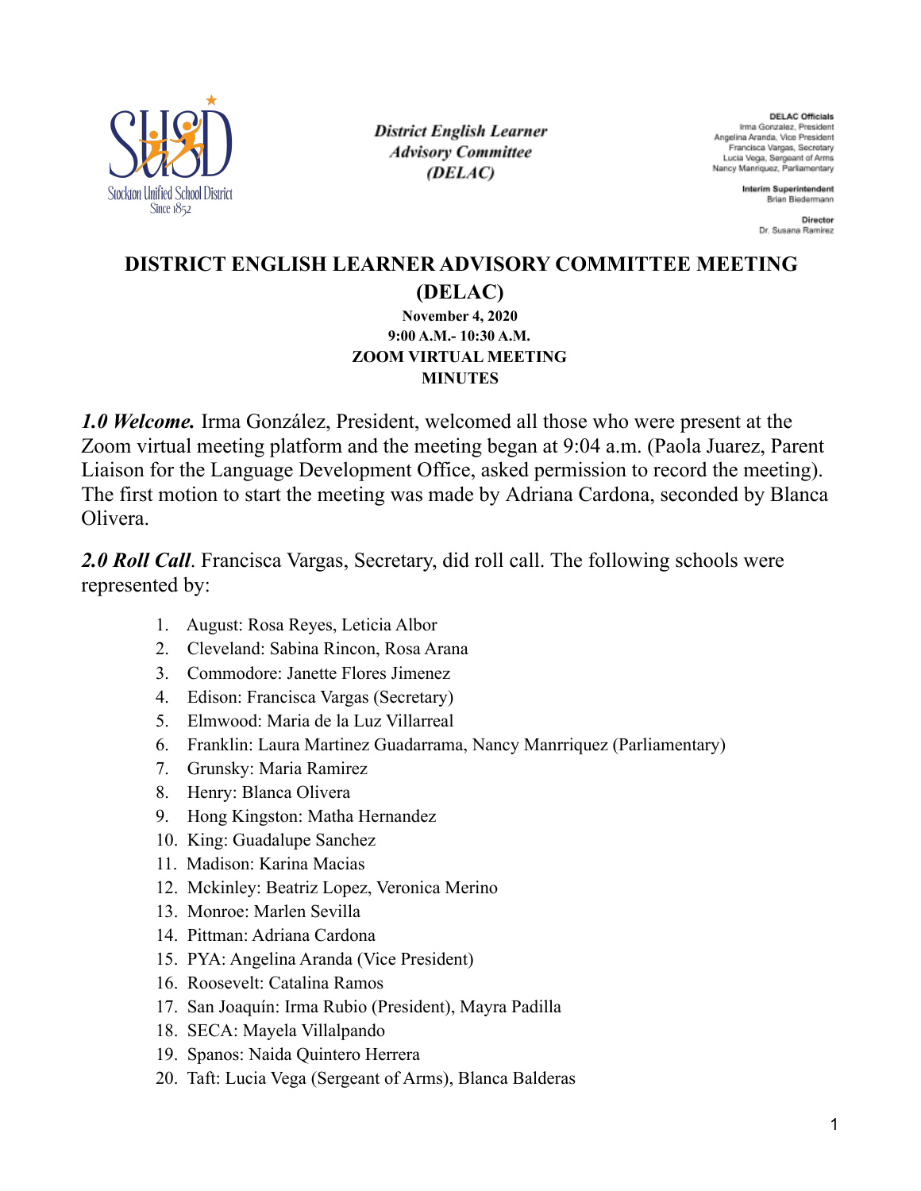Stockton Unified School District
Since 1852

*District English Learner Advisory Committee (DELAC)*

**DELAC Officials**
Irma Gonzalez, President
Angelina Aranda, Vice President
Francisca Vargas, Secretary
Lucia Vega, Sergeant of Arms
Nancy Manriquez, Parliamentary

**Interim Superintendent**
Brian Biedermann

**Director**
Dr. Susana Ramirez

# DISTRICT ENGLISH LEARNER ADVISORY COMMITTEE MEETING (DELAC)

**November 4, 2020**
**9:00 A.M.- 10:30 A.M.**
**ZOOM VIRTUAL MEETING**
**MINUTES**

***1.0 Welcome.*** Irma González, President, welcomed all those who were present at the Zoom virtual meeting platform and the meeting began at 9:04 a.m. (Paola Juarez, Parent Liaison for the Language Development Office, asked permission to record the meeting). The first motion to start the meeting was made by Adriana Cardona, seconded by Blanca Olivera.

***2.0 Roll Call***. Francisca Vargas, Secretary, did roll call. The following schools were represented by:

1. August: Rosa Reyes, Leticia Albor
2. Cleveland: Sabina Rincon, Rosa Arana
3. Commodore: Janette Flores Jimenez
4. Edison: Francisca Vargas (Secretary)
5. Elmwood: Maria de la Luz Villarreal
6. Franklin: Laura Martinez Guadarrama, Nancy Manrriquez (Parliamentary)
7. Grunsky: Maria Ramirez
8. Henry: Blanca Olivera
9. Hong Kingston: Matha Hernandez
10. King: Guadalupe Sanchez
11. Madison: Karina Macias
12. Mckinley: Beatriz Lopez, Veronica Merino
13. Monroe: Marlen Sevilla
14. Pittman: Adriana Cardona
15. PYA: Angelina Aranda (Vice President)
16. Roosevelt: Catalina Ramos
17. San Joaquín: Irma Rubio (President), Mayra Padilla
18. SECA: Mayela Villalpando
19. Spanos: Naida Quintero Herrera
20. Taft: Lucia Vega (Sergeant of Arms), Blanca Balderas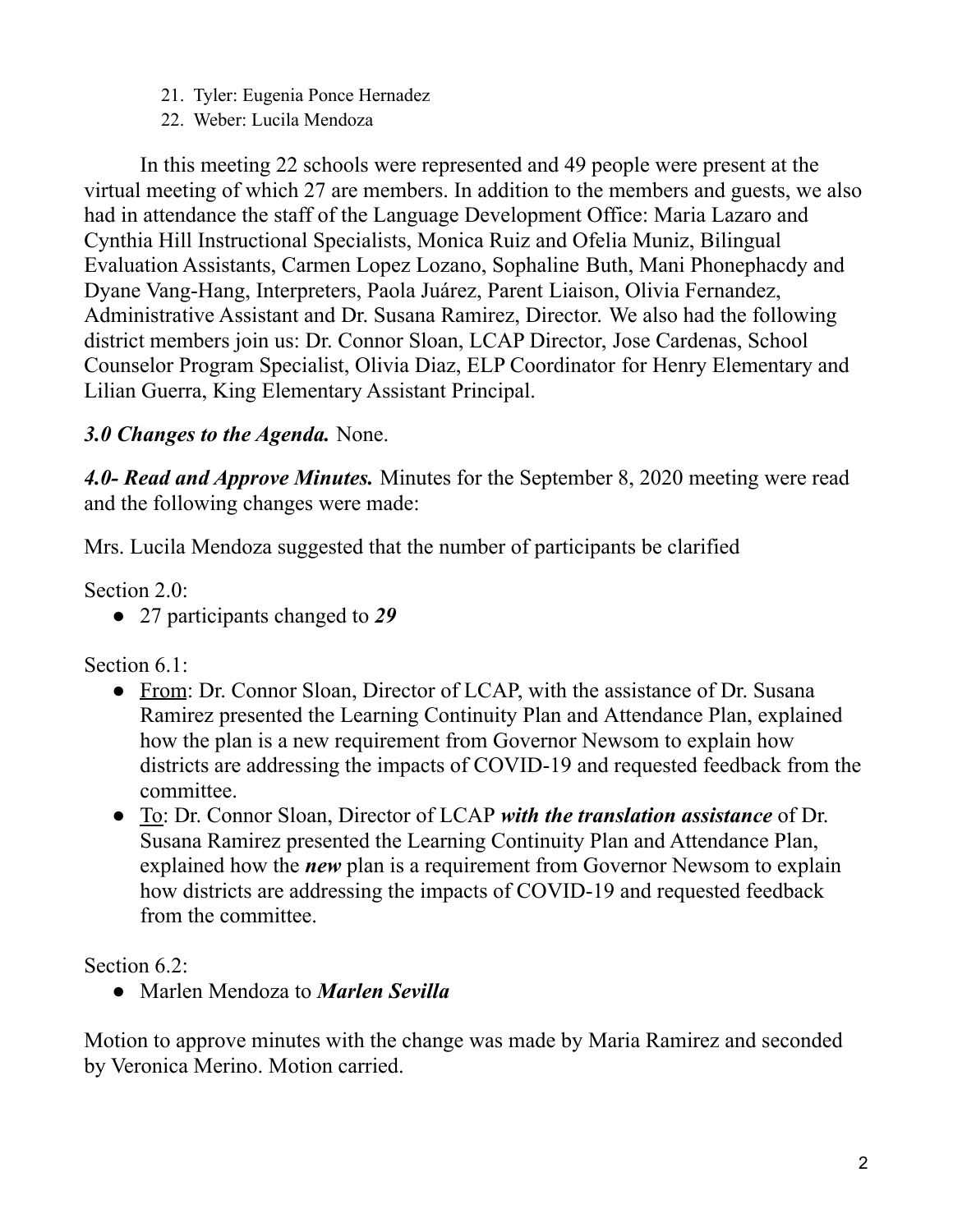21. Tyler: Eugenia Ponce Hernadez
22. Weber: Lucila Mendoza

In this meeting 22 schools were represented and 49 people were present at the virtual meeting of which 27 are members. In addition to the members and guests, we also had in attendance the staff of the Language Development Office: Maria Lazaro and Cynthia Hill Instructional Specialists, Monica Ruiz and Ofelia Muniz, Bilingual Evaluation Assistants, Carmen Lopez Lozano, Sophaline Buth, Mani Phonephacdy and Dyane Vang-Hang, Interpreters, Paola Juárez, Parent Liaison, Olivia Fernandez, Administrative Assistant and Dr. Susana Ramirez, Director. We also had the following district members join us: Dr. Connor Sloan, LCAP Director, Jose Cardenas, School Counselor Program Specialist, Olivia Diaz, ELP Coordinator for Henry Elementary and Lilian Guerra, King Elementary Assistant Principal.

***3.0 Changes to the Agenda.*** None.

***4.0- Read and Approve Minutes.*** Minutes for the September 8, 2020 meeting were read and the following changes were made:

Mrs. Lucila Mendoza suggested that the number of participants be clarified

Section 2.0:

- 27 participants changed to ***29***

Section 6.1:

- From: Dr. Connor Sloan, Director of LCAP, with the assistance of Dr. Susana Ramirez presented the Learning Continuity Plan and Attendance Plan, explained how the plan is a new requirement from Governor Newsom to explain how districts are addressing the impacts of COVID-19 and requested feedback from the committee.
- To: Dr. Connor Sloan, Director of LCAP ***with the translation assistance*** of Dr. Susana Ramirez presented the Learning Continuity Plan and Attendance Plan, explained how the ***new*** plan is a requirement from Governor Newsom to explain how districts are addressing the impacts of COVID-19 and requested feedback from the committee.

Section 6.2:

- Marlen Mendoza to ***Marlen Sevilla***

Motion to approve minutes with the change was made by Maria Ramirez and seconded by Veronica Merino. Motion carried.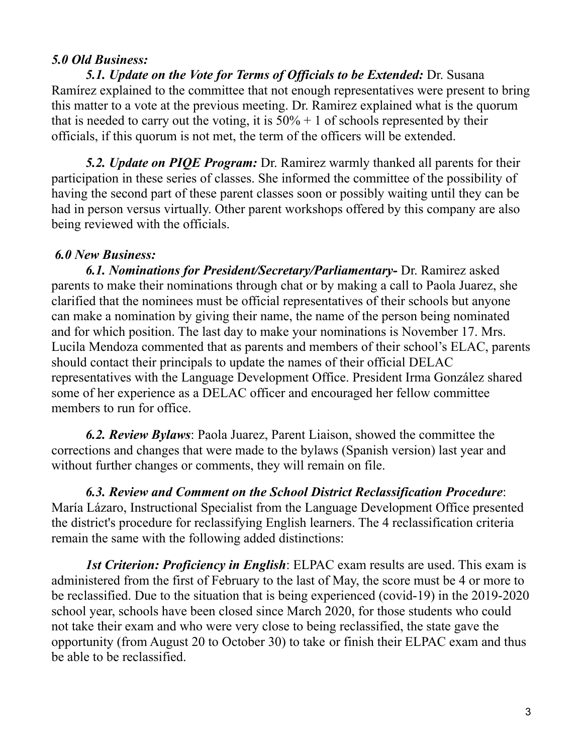***5.0 Old Business:***

***5.1. Update on the Vote for Terms of Officials to be Extended:*** Dr. Susana Ramírez explained to the committee that not enough representatives were present to bring this matter to a vote at the previous meeting. Dr. Ramirez explained what is the quorum that is needed to carry out the voting, it is 50% + 1 of schools represented by their officials, if this quorum is not met, the term of the officers will be extended.

***5.2. Update on PIQE Program:*** Dr. Ramirez warmly thanked all parents for their participation in these series of classes. She informed the committee of the possibility of having the second part of these parent classes soon or possibly waiting until they can be had in person versus virtually. Other parent workshops offered by this company are also being reviewed with the officials.

***6.0 New Business:***

***6.1. Nominations for President/Secretary/Parliamentary-*** Dr. Ramirez asked parents to make their nominations through chat or by making a call to Paola Juarez, she clarified that the nominees must be official representatives of their schools but anyone can make a nomination by giving their name, the name of the person being nominated and for which position. The last day to make your nominations is November 17. Mrs. Lucila Mendoza commented that as parents and members of their school's ELAC, parents should contact their principals to update the names of their official DELAC representatives with the Language Development Office. President Irma González shared some of her experience as a DELAC officer and encouraged her fellow committee members to run for office.

***6.2. Review Bylaws***: Paola Juarez, Parent Liaison, showed the committee the corrections and changes that were made to the bylaws (Spanish version) last year and without further changes or comments, they will remain on file.

***6.3. Review and Comment on the School District Reclassification Procedure***: María Lázaro, Instructional Specialist from the Language Development Office presented the district's procedure for reclassifying English learners. The 4 reclassification criteria remain the same with the following added distinctions:

***1st Criterion: Proficiency in English***: ELPAC exam results are used. This exam is administered from the first of February to the last of May, the score must be 4 or more to be reclassified. Due to the situation that is being experienced (covid-19) in the 2019-2020 school year, schools have been closed since March 2020, for those students who could not take their exam and who were very close to being reclassified, the state gave the opportunity (from August 20 to October 30) to take or finish their ELPAC exam and thus be able to be reclassified.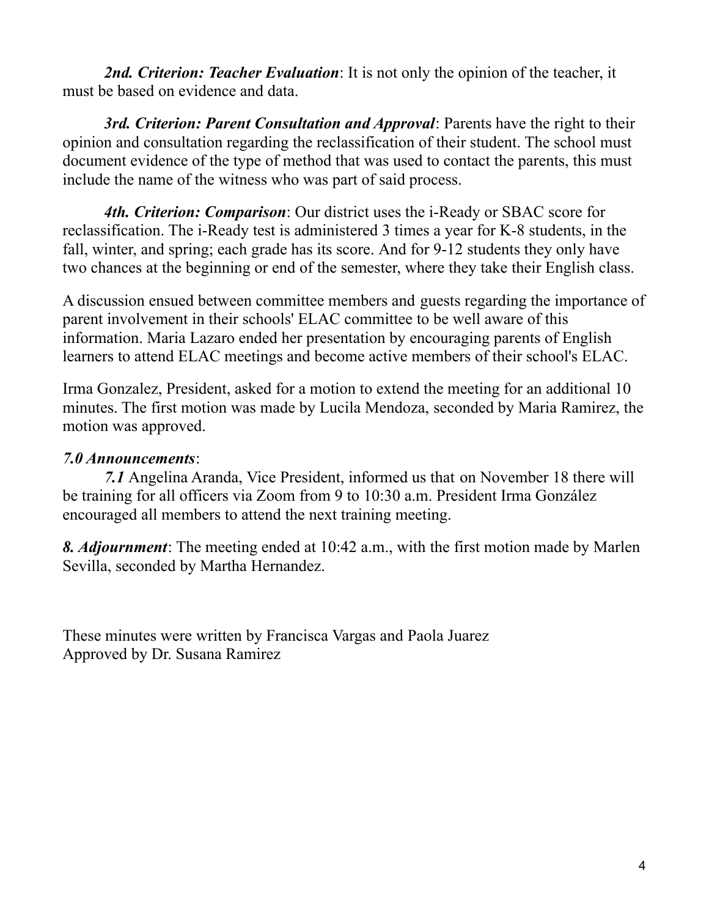***2nd. Criterion: Teacher Evaluation***: It is not only the opinion of the teacher, it must be based on evidence and data.

***3rd. Criterion: Parent Consultation and Approval***: Parents have the right to their opinion and consultation regarding the reclassification of their student. The school must document evidence of the type of method that was used to contact the parents, this must include the name of the witness who was part of said process.

***4th. Criterion: Comparison***: Our district uses the i-Ready or SBAC score for reclassification. The i-Ready test is administered 3 times a year for K-8 students, in the fall, winter, and spring; each grade has its score. And for 9-12 students they only have two chances at the beginning or end of the semester, where they take their English class.

A discussion ensued between committee members and guests regarding the importance of parent involvement in their schools' ELAC committee to be well aware of this information. Maria Lazaro ended her presentation by encouraging parents of English learners to attend ELAC meetings and become active members of their school's ELAC.

Irma Gonzalez, President, asked for a motion to extend the meeting for an additional 10 minutes. The first motion was made by Lucila Mendoza, seconded by Maria Ramirez, the motion was approved.

***7.0 Announcements***:

***7.1*** Angelina Aranda, Vice President, informed us that on November 18 there will be training for all officers via Zoom from 9 to 10:30 a.m. President Irma González encouraged all members to attend the next training meeting.

***8. Adjournment***: The meeting ended at 10:42 a.m., with the first motion made by Marlen Sevilla, seconded by Martha Hernandez.

These minutes were written by Francisca Vargas and Paola Juarez
Approved by Dr. Susana Ramirez